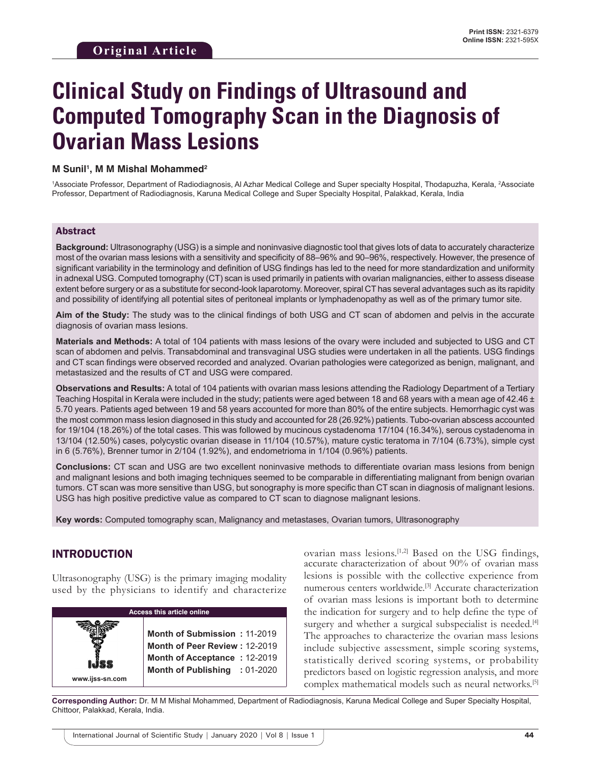Original Article

# Clinical Study on Findings of Ultrasound and Computed Tomography Scan in the Diagnosis of Ovarian Mass Lesions

**M Sunil[1], M M Mishal Mohammed[2]**

[1]Associate Professor, Department of Radiodiagnosis, Al Azhar Medical College and Super specialty Hospital, Thodapuzha, Kerala, [2]Associate Professor, Department of Radiodiagnosis, Karuna Medical College and Super Specialty Hospital, Palakkad, Kerala, India

## Abstract

**Background:** Ultrasonography (USG) is a simple and noninvasive diagnostic tool that gives lots of data to accurately characterize most of the ovarian mass lesions with a sensitivity and specificity of 88–96% and 90–96%, respectively. However, the presence of significant variability in the terminology and definition of USG findings has led to the need for more standardization and uniformity in adnexal USG. Computed tomography (CT) scan is used primarily in patients with ovarian malignancies, either to assess disease extent before surgery or as a substitute for second-look laparotomy. Moreover, spiral CT has several advantages such as its rapidity and possibility of identifying all potential sites of peritoneal implants or lymphadenopathy as well as of the primary tumor site.

**Aim of the Study:** The study was to the clinical findings of both USG and CT scan of abdomen and pelvis in the accurate diagnosis of ovarian mass lesions.

**Materials and Methods:** A total of 104 patients with mass lesions of the ovary were included and subjected to USG and CT scan of abdomen and pelvis. Transabdominal and transvaginal USG studies were undertaken in all the patients. USG findings and CT scan findings were observed recorded and analyzed. Ovarian pathologies were categorized as benign, malignant, and metastasized and the results of CT and USG were compared.

**Observations and Results:** A total of 104 patients with ovarian mass lesions attending the Radiology Department of a Tertiary Teaching Hospital in Kerala were included in the study; patients were aged between 18 and 68 years with a mean age of 42.46 ± 5.70 years. Patients aged between 19 and 58 years accounted for more than 80% of the entire subjects. Hemorrhagic cyst was the most common mass lesion diagnosed in this study and accounted for 28 (26.92%) patients. Tubo-ovarian abscess accounted for 19/104 (18.26%) of the total cases. This was followed by mucinous cystadenoma 17/104 (16.34%), serous cystadenoma in 13/104 (12.50%) cases, polycystic ovarian disease in 11/104 (10.57%), mature cystic teratoma in 7/104 (6.73%), simple cyst in 6 (5.76%), Brenner tumor in 2/104 (1.92%), and endometrioma in 1/104 (0.96%) patients.

**Conclusions:** CT scan and USG are two excellent noninvasive methods to differentiate ovarian mass lesions from benign and malignant lesions and both imaging techniques seemed to be comparable in differentiating malignant from benign ovarian tumors. CT scan was more sensitive than USG, but sonography is more specific than CT scan in diagnosis of malignant lesions. USG has high positive predictive value as compared to CT scan to diagnose malignant lesions.

**Key words:** Computed tomography scan, Malignancy and metastases, Ovarian tumors, Ultrasonography

## INTRODUCTION

Ultrasonography (USG) is the primary imaging modality used by the physicians to identify and characterize ovarian mass lesions.[1,2] Based on the USG findings, accurate characterization of about 90% of ovarian mass lesions is possible with the collective experience from numerous centers worldwide.[3] Accurate characterization of ovarian mass lesions is important both to determine the indication for surgery and to help define the type of surgery and whether a surgical subspecialist is needed.[4] The approaches to characterize the ovarian mass lesions include subjective assessment, simple scoring systems, statistically derived scoring systems, or probability predictors based on logistic regression analysis, and more complex mathematical models such as neural networks.[5]

**Access this article online**

www.ijss-sn.com

**Month of Submission :** 11-2019
**Month of Peer Review :** 12-2019
**Month of Acceptance :** 12-2019
**Month of Publishing :** 01-2020

**Corresponding Author:** Dr. M M Mishal Mohammed, Department of Radiodiagnosis, Karuna Medical College and Super Specialty Hospital, Chittoor, Palakkad, Kerala, India.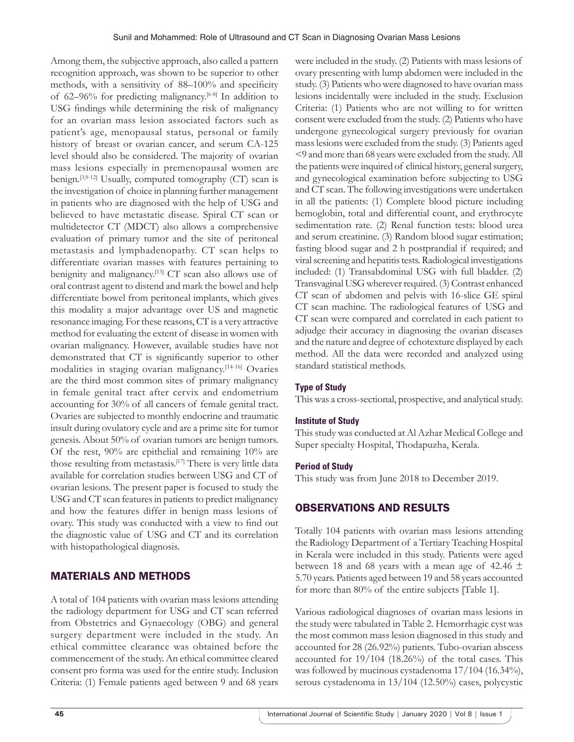Among them, the subjective approach, also called a pattern recognition approach, was shown to be superior to other methods, with a sensitivity of 88–100% and specificity of 62–96% for predicting malignancy.[6-8] In addition to USG findings while determining the risk of malignancy for an ovarian mass lesion associated factors such as patient's age, menopausal status, personal or family history of breast or ovarian cancer, and serum CA-125 level should also be considered. The majority of ovarian mass lesions especially in premenopausal women are benign.[3,9-12] Usually, computed tomography (CT) scan is the investigation of choice in planning further management in patients who are diagnosed with the help of USG and believed to have metastatic disease. Spiral CT scan or multidetector CT (MDCT) also allows a comprehensive evaluation of primary tumor and the site of peritoneal metastasis and lymphadenopathy. CT scan helps to differentiate ovarian masses with features pertaining to benignity and malignancy.[13] CT scan also allows use of oral contrast agent to distend and mark the bowel and help differentiate bowel from peritoneal implants, which gives this modality a major advantage over US and magnetic resonance imaging. For these reasons, CT is a very attractive method for evaluating the extent of disease in women with ovarian malignancy. However, available studies have not demonstrated that CT is significantly superior to other modalities in staging ovarian malignancy.[14-16] Ovaries are the third most common sites of primary malignancy in female genital tract after cervix and endometrium accounting for 30% of all cancers of female genital tract. Ovaries are subjected to monthly endocrine and traumatic insult during ovulatory cycle and are a prime site for tumor genesis. About 50% of ovarian tumors are benign tumors. Of the rest, 90% are epithelial and remaining 10% are those resulting from metastasis.[17] There is very little data available for correlation studies between USG and CT of ovarian lesions. The present paper is focused to study the USG and CT scan features in patients to predict malignancy and how the features differ in benign mass lesions of ovary. This study was conducted with a view to find out the diagnostic value of USG and CT and its correlation with histopathological diagnosis.

## MATERIALS AND METHODS

A total of 104 patients with ovarian mass lesions attending the radiology department for USG and CT scan referred from Obstetrics and Gynaecology (OBG) and general surgery department were included in the study. An ethical committee clearance was obtained before the commencement of the study. An ethical committee cleared consent pro forma was used for the entire study. Inclusion Criteria: (1) Female patients aged between 9 and 68 years were included in the study. (2) Patients with mass lesions of ovary presenting with lump abdomen were included in the study. (3) Patients who were diagnosed to have ovarian mass lesions incidentally were included in the study. Exclusion Criteria: (1) Patients who are not willing to for written consent were excluded from the study. (2) Patients who have undergone gynecological surgery previously for ovarian mass lesions were excluded from the study. (3) Patients aged <9 and more than 68 years were excluded from the study. All the patients were inquired of clinical history, general surgery, and gynecological examination before subjecting to USG and CT scan. The following investigations were undertaken in all the patients: (1) Complete blood picture including hemoglobin, total and differential count, and erythrocyte sedimentation rate. (2) Renal function tests: blood urea and serum creatinine. (3) Random blood sugar estimation; fasting blood sugar and 2 h postprandial if required; and viral screening and hepatitis tests. Radiological investigations included: (1) Transabdominal USG with full bladder. (2) Transvaginal USG wherever required. (3) Contrast enhanced CT scan of abdomen and pelvis with 16-slice GE spiral CT scan machine. The radiological features of USG and CT scan were compared and correlated in each patient to adjudge their accuracy in diagnosing the ovarian diseases and the nature and degree of echotexture displayed by each method. All the data were recorded and analyzed using standard statistical methods.

### Type of Study

This was a cross-sectional, prospective, and analytical study.

### Institute of Study

This study was conducted at Al Azhar Medical College and Super specialty Hospital, Thodapuzha, Kerala.

### Period of Study

This study was from June 2018 to December 2019.

## OBSERVATIONS AND RESULTS

Totally 104 patients with ovarian mass lesions attending the Radiology Department of a Tertiary Teaching Hospital in Kerala were included in this study. Patients were aged between 18 and 68 years with a mean age of 42.46 ± 5.70 years. Patients aged between 19 and 58 years accounted for more than 80% of the entire subjects [Table 1].

Various radiological diagnoses of ovarian mass lesions in the study were tabulated in Table 2. Hemorrhagic cyst was the most common mass lesion diagnosed in this study and accounted for 28 (26.92%) patients. Tubo-ovarian abscess accounted for 19/104 (18.26%) of the total cases. This was followed by mucinous cystadenoma 17/104 (16.34%), serous cystadenoma in 13/104 (12.50%) cases, polycystic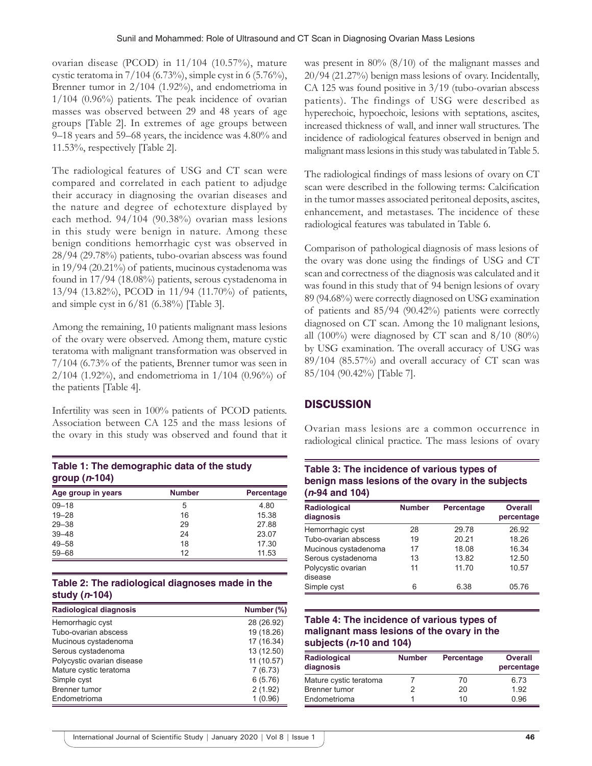ovarian disease (PCOD) in 11/104 (10.57%), mature cystic teratoma in 7/104 (6.73%), simple cyst in 6 (5.76%), Brenner tumor in 2/104 (1.92%), and endometrioma in 1/104 (0.96%) patients. The peak incidence of ovarian masses was observed between 29 and 48 years of age groups [Table 2]. In extremes of age groups between 9–18 years and 59–68 years, the incidence was 4.80% and 11.53%, respectively [Table 2].

The radiological features of USG and CT scan were compared and correlated in each patient to adjudge their accuracy in diagnosing the ovarian diseases and the nature and degree of echotexture displayed by each method. 94/104 (90.38%) ovarian mass lesions in this study were benign in nature. Among these benign conditions hemorrhagic cyst was observed in 28/94 (29.78%) patients, tubo-ovarian abscess was found in 19/94 (20.21%) of patients, mucinous cystadenoma was found in 17/94 (18.08%) patients, serous cystadenoma in 13/94 (13.82%), PCOD in 11/94 (11.70%) of patients, and simple cyst in 6/81 (6.38%) [Table 3].

Among the remaining, 10 patients malignant mass lesions of the ovary were observed. Among them, mature cystic teratoma with malignant transformation was observed in 7/104 (6.73% of the patients, Brenner tumor was seen in 2/104 (1.92%), and endometrioma in 1/104 (0.96%) of the patients [Table 4].

Infertility was seen in 100% patients of PCOD patients. Association between CA 125 and the mass lesions of the ovary in this study was observed and found that it was present in 80% (8/10) of the malignant masses and 20/94 (21.27%) benign mass lesions of ovary. Incidentally, CA 125 was found positive in 3/19 (tubo-ovarian abscess patients). The findings of USG were described as hyperechoic, hypoechoic, lesions with septations, ascites, increased thickness of wall, and inner wall structures. The incidence of radiological features observed in benign and malignant mass lesions in this study was tabulated in Table 5.

The radiological findings of mass lesions of ovary on CT scan were described in the following terms: Calcification in the tumor masses associated peritoneal deposits, ascites, enhancement, and metastases. The incidence of these radiological features was tabulated in Table 6.

Comparison of pathological diagnosis of mass lesions of the ovary was done using the findings of USG and CT scan and correctness of the diagnosis was calculated and it was found in this study that of 94 benign lesions of ovary 89 (94.68%) were correctly diagnosed on USG examination of patients and 85/94 (90.42%) patients were correctly diagnosed on CT scan. Among the 10 malignant lesions, all (100%) were diagnosed by CT scan and 8/10 (80%) by USG examination. The overall accuracy of USG was 89/104 (85.57%) and overall accuracy of CT scan was 85/104 (90.42%) [Table 7].

## DISCUSSION

Ovarian mass lesions are a common occurrence in radiological clinical practice. The mass lesions of ovary

**Table 1: The demographic data of the study group (*n*-104)**

| Age group in years | Number | Percentage |
|---|---|---|
| 09–18 | 5 | 4.80 |
| 19–28 | 16 | 15.38 |
| 29–38 | 29 | 27.88 |
| 39–48 | 24 | 23.07 |
| 49–58 | 18 | 17.30 |
| 59–68 | 12 | 11.53 |

**Table 2: The radiological diagnoses made in the study (*n*-104)**

| Radiological diagnosis | Number (%) |
|---|---|
| Hemorrhagic cyst | 28 (26.92) |
| Tubo-ovarian abscess | 19 (18.26) |
| Mucinous cystadenoma | 17 (16.34) |
| Serous cystadenoma | 13 (12.50) |
| Polycystic ovarian disease | 11 (10.57) |
| Mature cystic teratoma | 7 (6.73) |
| Simple cyst | 6 (5.76) |
| Brenner tumor | 2 (1.92) |
| Endometrioma | 1 (0.96) |

**Table 3: The incidence of various types of benign mass lesions of the ovary in the subjects (*n*-94 and 104)**

| Radiological diagnosis | Number | Percentage | Overall percentage |
|---|---|---|---|
| Hemorrhagic cyst | 28 | 29.78 | 26.92 |
| Tubo-ovarian abscess | 19 | 20.21 | 18.26 |
| Mucinous cystadenoma | 17 | 18.08 | 16.34 |
| Serous cystadenoma | 13 | 13.82 | 12.50 |
| Polycystic ovarian disease | 11 | 11.70 | 10.57 |
| Simple cyst | 6 | 6.38 | 05.76 |

**Table 4: The incidence of various types of malignant mass lesions of the ovary in the subjects (*n*-10 and 104)**

| Radiological diagnosis | Number | Percentage | Overall percentage |
|---|---|---|---|
| Mature cystic teratoma | 7 | 70 | 6.73 |
| Brenner tumor | 2 | 20 | 1.92 |
| Endometrioma | 1 | 10 | 0.96 |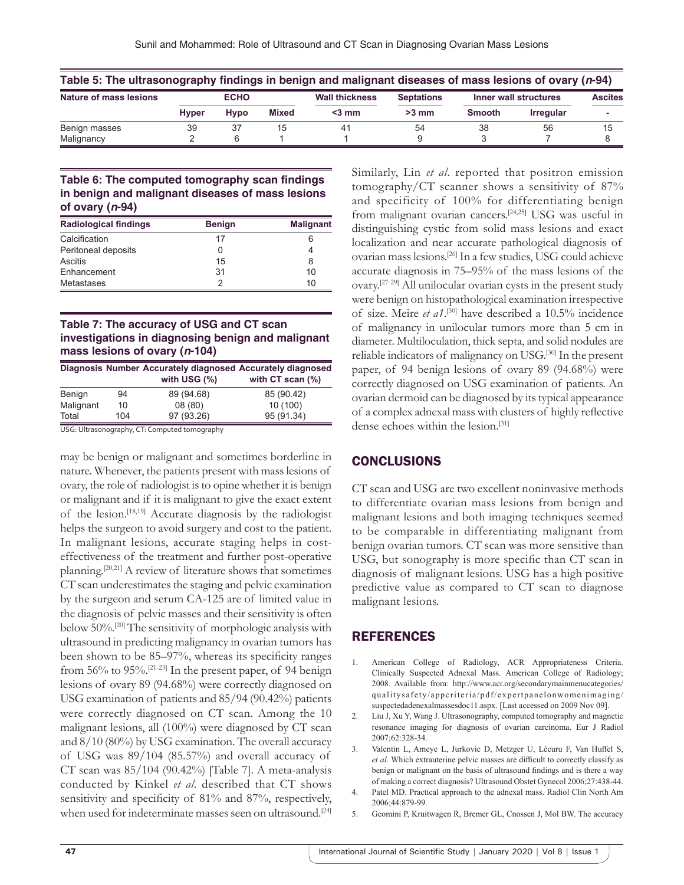**Table 5: The ultrasonography findings in benign and malignant diseases of mass lesions of ovary (*n*-94)**

| Nature of mass lesions | ECHO | | | Wall thickness | Septations | Inner wall structures | | Ascites |
|---|---|---|---|---|---|---|---|---|
| | Hyper | Hypo | Mixed | <3 mm | >3 mm | Smooth | Irregular | - |
| Benign masses | 39 | 37 | 15 | 41 | 54 | 38 | 56 | 15 |
| Malignancy | 2 | 6 | 1 | 1 | 9 | 3 | 7 | 8 |

**Table 6: The computed tomography scan findings in benign and malignant diseases of mass lesions of ovary (*n*-94)**

| Radiological findings | Benign | Malignant |
|---|---|---|
| Calcification | 17 | 6 |
| Peritoneal deposits | 0 | 4 |
| Ascitis | 15 | 8 |
| Enhancement | 31 | 10 |
| Metastases | 2 | 10 |

**Table 7: The accuracy of USG and CT scan investigations in diagnosing benign and malignant mass lesions of ovary (*n*-104)**

| Diagnosis | Number | Accurately diagnosed with USG (%) | Accurately diagnosed with CT scan (%) |
|---|---|---|---|
| Benign | 94 | 89 (94.68) | 85 (90.42) |
| Malignant | 10 | 08 (80) | 10 (100) |
| Total | 104 | 97 (93.26) | 95 (91.34) |

USG: Ultrasonography, CT: Computed tomography

may be benign or malignant and sometimes borderline in nature. Whenever, the patients present with mass lesions of ovary, the role of radiologist is to opine whether it is benign or malignant and if it is malignant to give the exact extent of the lesion.[18,19] Accurate diagnosis by the radiologist helps the surgeon to avoid surgery and cost to the patient. In malignant lesions, accurate staging helps in cost-effectiveness of the treatment and further post-operative planning.[20,21] A review of literature shows that sometimes CT scan underestimates the staging and pelvic examination by the surgeon and serum CA-125 are of limited value in the diagnosis of pelvic masses and their sensitivity is often below 50%.[20] The sensitivity of morphologic analysis with ultrasound in predicting malignancy in ovarian tumors has been shown to be 85–97%, whereas its specificity ranges from 56% to 95%.[21-23] In the present paper, of 94 benign lesions of ovary 89 (94.68%) were correctly diagnosed on USG examination of patients and 85/94 (90.42%) patients were correctly diagnosed on CT scan. Among the 10 malignant lesions, all (100%) were diagnosed by CT scan and 8/10 (80%) by USG examination. The overall accuracy of USG was 89/104 (85.57%) and overall accuracy of CT scan was 85/104 (90.42%) [Table 7]. A meta-analysis conducted by Kinkel *et al*. described that CT shows sensitivity and specificity of 81% and 87%, respectively, when used for indeterminate masses seen on ultrasound.[24]

Similarly, Lin *et al*. reported that positron emission tomography/CT scanner shows a sensitivity of 87% and specificity of 100% for differentiating benign from malignant ovarian cancers.[24,25] USG was useful in distinguishing cystic from solid mass lesions and exact localization and near accurate pathological diagnosis of ovarian mass lesions.[26] In a few studies, USG could achieve accurate diagnosis in 75–95% of the mass lesions of the ovary.[27-29] All unilocular ovarian cysts in the present study were benign on histopathological examination irrespective of size. Meire *et a1*.[30] have described a 10.5% incidence of malignancy in unilocular tumors more than 5 cm in diameter. Multiloculation, thick septa, and solid nodules are reliable indicators of malignancy on USG.[30] In the present paper, of 94 benign lesions of ovary 89 (94.68%) were correctly diagnosed on USG examination of patients. An ovarian dermoid can be diagnosed by its typical appearance of a complex adnexal mass with clusters of highly reflective dense echoes within the lesion.[31]

## CONCLUSIONS

CT scan and USG are two excellent noninvasive methods to differentiate ovarian mass lesions from benign and malignant lesions and both imaging techniques seemed to be comparable in differentiating malignant from benign ovarian tumors. CT scan was more sensitive than USG, but sonography is more specific than CT scan in diagnosis of malignant lesions. USG has a high positive predictive value as compared to CT scan to diagnose malignant lesions.

## REFERENCES

1. American College of Radiology, ACR Appropriateness Criteria. Clinically Suspected Adnexal Mass. American College of Radiology; 2008. Available from: http://www.acr.org/secondarymainmenucategories/qualitysafety/appcriteria/pdf/expertpanelonwomenimaging/suspectedadenexalmassesdoc11.aspx. [Last accessed on 2009 Nov 09].
2. Liu J, Xu Y, Wang J. Ultrasonography, computed tomography and magnetic resonance imaging for diagnosis of ovarian carcinoma. Eur J Radiol 2007;62:328-34.
3. Valentin L, Ameye L, Jurkovic D, Metzger U, Lécuru F, Van Huffel S, *et al*. Which extrauterine pelvic masses are difficult to correctly classify as benign or malignant on the basis of ultrasound findings and is there a way of making a correct diagnosis? Ultrasound Obstet Gynecol 2006;27:438-44.
4. Patel MD. Practical approach to the adnexal mass. Radiol Clin North Am 2006;44:879-99.
5. Geomini P, Kruitwagen R, Bremer GL, Cnossen J, Mol BW. The accuracy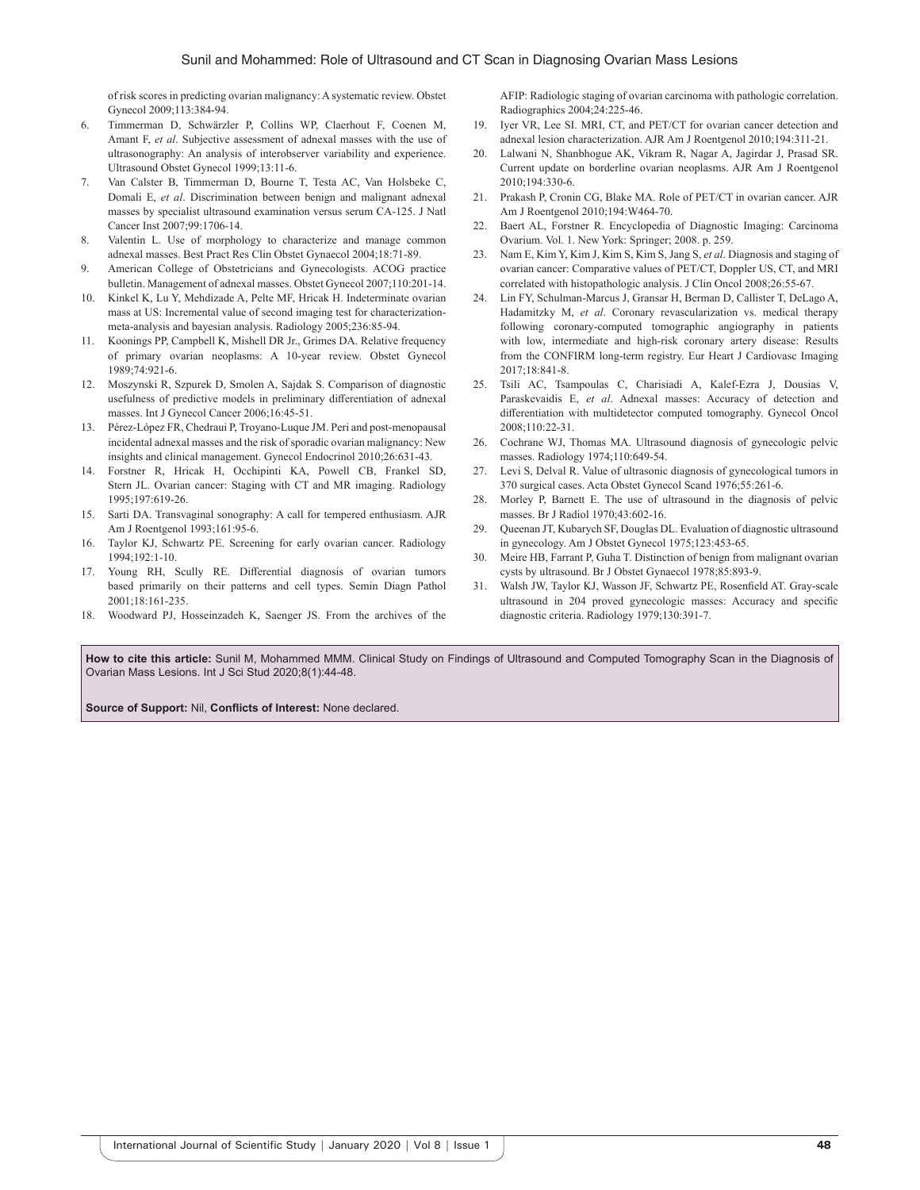of risk scores in predicting ovarian malignancy: A systematic review. Obstet Gynecol 2009;113:384-94.

6. Timmerman D, Schwärzler P, Collins WP, Claerhout F, Coenen M, Amant F, *et al*. Subjective assessment of adnexal masses with the use of ultrasonography: An analysis of interobserver variability and experience. Ultrasound Obstet Gynecol 1999;13:11-6.
7. Van Calster B, Timmerman D, Bourne T, Testa AC, Van Holsbeke C, Domali E, *et al*. Discrimination between benign and malignant adnexal masses by specialist ultrasound examination versus serum CA-125. J Natl Cancer Inst 2007;99:1706-14.
8. Valentin L. Use of morphology to characterize and manage common adnexal masses. Best Pract Res Clin Obstet Gynaecol 2004;18:71-89.
9. American College of Obstetricians and Gynecologists. ACOG practice bulletin. Management of adnexal masses. Obstet Gynecol 2007;110:201-14.
10. Kinkel K, Lu Y, Mehdizade A, Pelte MF, Hricak H. Indeterminate ovarian mass at US: Incremental value of second imaging test for characterization-meta-analysis and bayesian analysis. Radiology 2005;236:85-94.
11. Koonings PP, Campbell K, Mishell DR Jr., Grimes DA. Relative frequency of primary ovarian neoplasms: A 10-year review. Obstet Gynecol 1989;74:921-6.
12. Moszynski R, Szpurek D, Smolen A, Sajdak S. Comparison of diagnostic usefulness of predictive models in preliminary differentiation of adnexal masses. Int J Gynecol Cancer 2006;16:45-51.
13. Pérez-López FR, Chedraui P, Troyano-Luque JM. Peri and post-menopausal incidental adnexal masses and the risk of sporadic ovarian malignancy: New insights and clinical management. Gynecol Endocrinol 2010;26:631-43.
14. Forstner R, Hricak H, Occhipinti KA, Powell CB, Frankel SD, Stern JL. Ovarian cancer: Staging with CT and MR imaging. Radiology 1995;197:619-26.
15. Sarti DA. Transvaginal sonography: A call for tempered enthusiasm. AJR Am J Roentgenol 1993;161:95-6.
16. Taylor KJ, Schwartz PE. Screening for early ovarian cancer. Radiology 1994;192:1-10.
17. Young RH, Scully RE. Differential diagnosis of ovarian tumors based primarily on their patterns and cell types. Semin Diagn Pathol 2001;18:161-235.
18. Woodward PJ, Hosseinzadeh K, Saenger JS. From the archives of the AFIP: Radiologic staging of ovarian carcinoma with pathologic correlation. Radiographics 2004;24:225-46.
19. Iyer VR, Lee SI. MRI, CT, and PET/CT for ovarian cancer detection and adnexal lesion characterization. AJR Am J Roentgenol 2010;194:311-21.
20. Lalwani N, Shanbhogue AK, Vikram R, Nagar A, Jagirdar J, Prasad SR. Current update on borderline ovarian neoplasms. AJR Am J Roentgenol 2010;194:330-6.
21. Prakash P, Cronin CG, Blake MA. Role of PET/CT in ovarian cancer. AJR Am J Roentgenol 2010;194:W464-70.
22. Baert AL, Forstner R. Encyclopedia of Diagnostic Imaging: Carcinoma Ovarium. Vol. 1. New York: Springer; 2008. p. 259.
23. Nam E, Kim Y, Kim J, Kim S, Kim S, Jang S, *et al*. Diagnosis and staging of ovarian cancer: Comparative values of PET/CT, Doppler US, CT, and MRI correlated with histopathologic analysis. J Clin Oncol 2008;26:55-67.
24. Lin FY, Schulman-Marcus J, Gransar H, Berman D, Callister T, DeLago A, Hadamitzky M, *et al*. Coronary revascularization vs. medical therapy following coronary-computed tomographic angiography in patients with low, intermediate and high-risk coronary artery disease: Results from the CONFIRM long-term registry. Eur Heart J Cardiovasc Imaging 2017;18:841-8.
25. Tsili AC, Tsampoulas C, Charisiadi A, Kalef-Ezra J, Dousias V, Paraskevaidis E, *et al*. Adnexal masses: Accuracy of detection and differentiation with multidetector computed tomography. Gynecol Oncol 2008;110:22-31.
26. Cochrane WJ, Thomas MA. Ultrasound diagnosis of gynecologic pelvic masses. Radiology 1974;110:649-54.
27. Levi S, Delval R. Value of ultrasonic diagnosis of gynecological tumors in 370 surgical cases. Acta Obstet Gynecol Scand 1976;55:261-6.
28. Morley P, Barnett E. The use of ultrasound in the diagnosis of pelvic masses. Br J Radiol 1970;43:602-16.
29. Queenan JT, Kubarych SF, Douglas DL. Evaluation of diagnostic ultrasound in gynecology. Am J Obstet Gynecol 1975;123:453-65.
30. Meire HB, Farrant P, Guha T. Distinction of benign from malignant ovarian cysts by ultrasound. Br J Obstet Gynaecol 1978;85:893-9.
31. Walsh JW, Taylor KJ, Wasson JF, Schwartz PE, Rosenfield AT. Gray-scale ultrasound in 204 proved gynecologic masses: Accuracy and specific diagnostic criteria. Radiology 1979;130:391-7.

**How to cite this article:** Sunil M, Mohammed MMM. Clinical Study on Findings of Ultrasound and Computed Tomography Scan in the Diagnosis of Ovarian Mass Lesions. Int J Sci Stud 2020;8(1):44-48.

**Source of Support:** Nil, **Conflicts of Interest:** None declared.